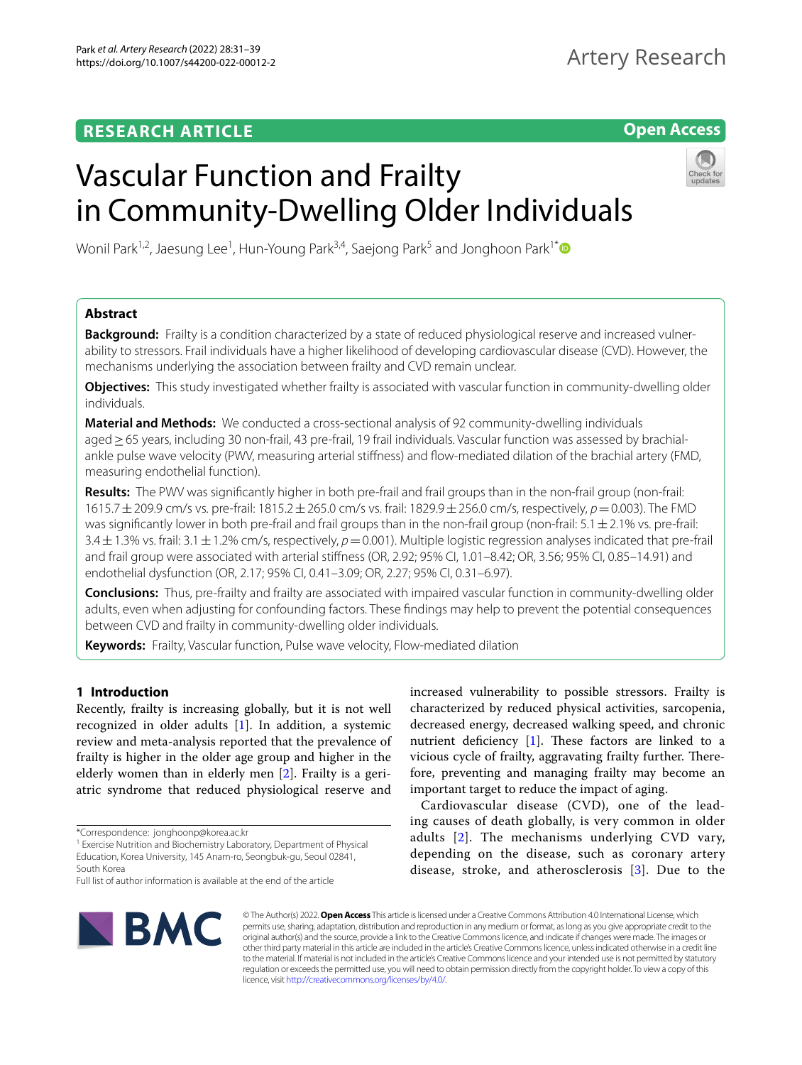RESEARCH ARTICLE

Open Access

# Vascular Function and Frailty in Community-Dwelling Older Individuals

Wonil Park[1,2], Jaesung Lee[1], Hun-Young Park[3,4], Saejong Park[5] and Jonghoon Park[1*]

## Abstract

**Background:** Frailty is a condition characterized by a state of reduced physiological reserve and increased vulnerability to stressors. Frail individuals have a higher likelihood of developing cardiovascular disease (CVD). However, the mechanisms underlying the association between frailty and CVD remain unclear.

**Objectives:** This study investigated whether frailty is associated with vascular function in community-dwelling older individuals.

**Material and Methods:** We conducted a cross-sectional analysis of 92 community-dwelling individuals aged ≥ 65 years, including 30 non-frail, 43 pre-frail, 19 frail individuals. Vascular function was assessed by brachial-ankle pulse wave velocity (PWV, measuring arterial stiffness) and flow-mediated dilation of the brachial artery (FMD, measuring endothelial function).

**Results:** The PWV was significantly higher in both pre-frail and frail groups than in the non-frail group (non-frail: 1615.7 ± 209.9 cm/s vs. pre-frail: 1815.2 ± 265.0 cm/s vs. frail: 1829.9 ± 256.0 cm/s, respectively, $p = 0.003$). The FMD was significantly lower in both pre-frail and frail groups than in the non-frail group (non-frail: 5.1 ± 2.1% vs. pre-frail: 3.4 ± 1.3% vs. frail: 3.1 ± 1.2% cm/s, respectively, $p = 0.001$). Multiple logistic regression analyses indicated that pre-frail and frail group were associated with arterial stiffness (OR, 2.92; 95% CI, 1.01–8.42; OR, 3.56; 95% CI, 0.85–14.91) and endothelial dysfunction (OR, 2.17; 95% CI, 0.41–3.09; OR, 2.27; 95% CI, 0.31–6.97).

**Conclusions:** Thus, pre-frailty and frailty are associated with impaired vascular function in community-dwelling older adults, even when adjusting for confounding factors. These findings may help to prevent the potential consequences between CVD and frailty in community-dwelling older individuals.

**Keywords:** Frailty, Vascular function, Pulse wave velocity, Flow-mediated dilation

## 1 Introduction

Recently, frailty is increasing globally, but it is not well recognized in older adults [1]. In addition, a systemic review and meta-analysis reported that the prevalence of frailty is higher in the older age group and higher in the elderly women than in elderly men [2]. Frailty is a geriatric syndrome that reduced physiological reserve and increased vulnerability to possible stressors. Frailty is characterized by reduced physical activities, sarcopenia, decreased energy, decreased walking speed, and chronic nutrient deficiency [1]. These factors are linked to a vicious cycle of frailty, aggravating frailty further. Therefore, preventing and managing frailty may become an important target to reduce the impact of aging.

Cardiovascular disease (CVD), one of the leading causes of death globally, is very common in older adults [2]. The mechanisms underlying CVD vary, depending on the disease, such as coronary artery disease, stroke, and atherosclerosis [3]. Due to the

*Correspondence: jonghoonp@korea.ac.kr
[1] Exercise Nutrition and Biochemistry Laboratory, Department of Physical Education, Korea University, 145 Anam-ro, Seongbuk-gu, Seoul 02841, South Korea
Full list of author information is available at the end of the article

© The Author(s) 2022. **Open Access** This article is licensed under a Creative Commons Attribution 4.0 International License, which permits use, sharing, adaptation, distribution and reproduction in any medium or format, as long as you give appropriate credit to the original author(s) and the source, provide a link to the Creative Commons licence, and indicate if changes were made. The images or other third party material in this article are included in the article's Creative Commons licence, unless indicated otherwise in a credit line to the material. If material is not included in the article's Creative Commons licence and your intended use is not permitted by statutory regulation or exceeds the permitted use, you will need to obtain permission directly from the copyright holder. To view a copy of this licence, visit http://creativecommons.org/licenses/by/4.0/.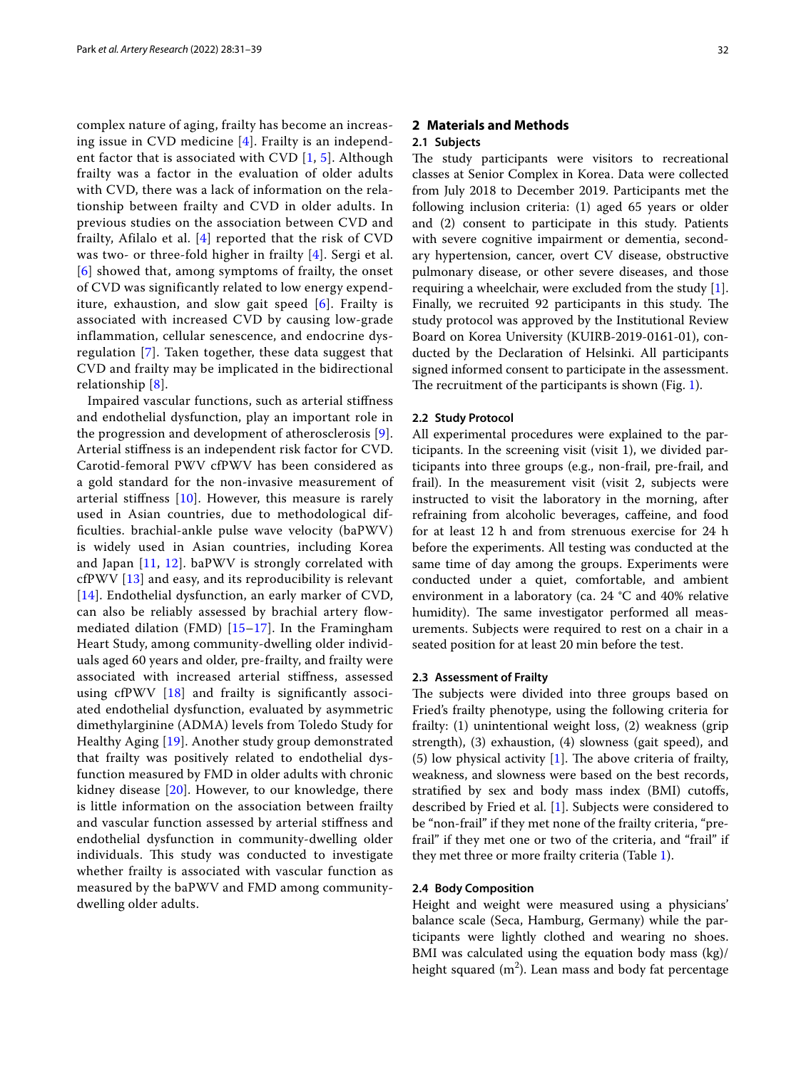complex nature of aging, frailty has become an increasing issue in CVD medicine [4]. Frailty is an independent factor that is associated with CVD [1, 5]. Although frailty was a factor in the evaluation of older adults with CVD, there was a lack of information on the relationship between frailty and CVD in older adults. In previous studies on the association between CVD and frailty, Afilalo et al. [4] reported that the risk of CVD was two- or three-fold higher in frailty [4]. Sergi et al. [6] showed that, among symptoms of frailty, the onset of CVD was significantly related to low energy expenditure, exhaustion, and slow gait speed [6]. Frailty is associated with increased CVD by causing low-grade inflammation, cellular senescence, and endocrine dysregulation [7]. Taken together, these data suggest that CVD and frailty may be implicated in the bidirectional relationship [8].

Impaired vascular functions, such as arterial stiffness and endothelial dysfunction, play an important role in the progression and development of atherosclerosis [9]. Arterial stiffness is an independent risk factor for CVD. Carotid-femoral PWV cfPWV has been considered as a gold standard for the non-invasive measurement of arterial stiffness [10]. However, this measure is rarely used in Asian countries, due to methodological difficulties. brachial-ankle pulse wave velocity (baPWV) is widely used in Asian countries, including Korea and Japan [11, 12]. baPWV is strongly correlated with cfPWV [13] and easy, and its reproducibility is relevant [14]. Endothelial dysfunction, an early marker of CVD, can also be reliably assessed by brachial artery flow-mediated dilation (FMD) [15–17]. In the Framingham Heart Study, among community-dwelling older individuals aged 60 years and older, pre-frailty, and frailty were associated with increased arterial stiffness, assessed using cfPWV [18] and frailty is significantly associated endothelial dysfunction, evaluated by asymmetric dimethylarginine (ADMA) levels from Toledo Study for Healthy Aging [19]. Another study group demonstrated that frailty was positively related to endothelial dysfunction measured by FMD in older adults with chronic kidney disease [20]. However, to our knowledge, there is little information on the association between frailty and vascular function assessed by arterial stiffness and endothelial dysfunction in community-dwelling older individuals. This study was conducted to investigate whether frailty is associated with vascular function as measured by the baPWV and FMD among community-dwelling older adults.

## 2 Materials and Methods

### 2.1 Subjects

The study participants were visitors to recreational classes at Senior Complex in Korea. Data were collected from July 2018 to December 2019. Participants met the following inclusion criteria: (1) aged 65 years or older and (2) consent to participate in this study. Patients with severe cognitive impairment or dementia, secondary hypertension, cancer, overt CV disease, obstructive pulmonary disease, or other severe diseases, and those requiring a wheelchair, were excluded from the study [1]. Finally, we recruited 92 participants in this study. The study protocol was approved by the Institutional Review Board on Korea University (KUIRB-2019-0161-01), conducted by the Declaration of Helsinki. All participants signed informed consent to participate in the assessment. The recruitment of the participants is shown (Fig. 1).

### 2.2 Study Protocol

All experimental procedures were explained to the participants. In the screening visit (visit 1), we divided participants into three groups (e.g., non-frail, pre-frail, and frail). In the measurement visit (visit 2, subjects were instructed to visit the laboratory in the morning, after refraining from alcoholic beverages, caffeine, and food for at least 12 h and from strenuous exercise for 24 h before the experiments. All testing was conducted at the same time of day among the groups. Experiments were conducted under a quiet, comfortable, and ambient environment in a laboratory (ca. 24 °C and 40% relative humidity). The same investigator performed all measurements. Subjects were required to rest on a chair in a seated position for at least 20 min before the test.

### 2.3 Assessment of Frailty

The subjects were divided into three groups based on Fried's frailty phenotype, using the following criteria for frailty: (1) unintentional weight loss, (2) weakness (grip strength), (3) exhaustion, (4) slowness (gait speed), and (5) low physical activity [1]. The above criteria of frailty, weakness, and slowness were based on the best records, stratified by sex and body mass index (BMI) cutoffs, described by Fried et al. [1]. Subjects were considered to be "non-frail" if they met none of the frailty criteria, "pre-frail" if they met one or two of the criteria, and "frail" if they met three or more frailty criteria (Table 1).

### 2.4 Body Composition

Height and weight were measured using a physicians' balance scale (Seca, Hamburg, Germany) while the participants were lightly clothed and wearing no shoes. BMI was calculated using the equation body mass (kg)/ height squared ($m^2$). Lean mass and body fat percentage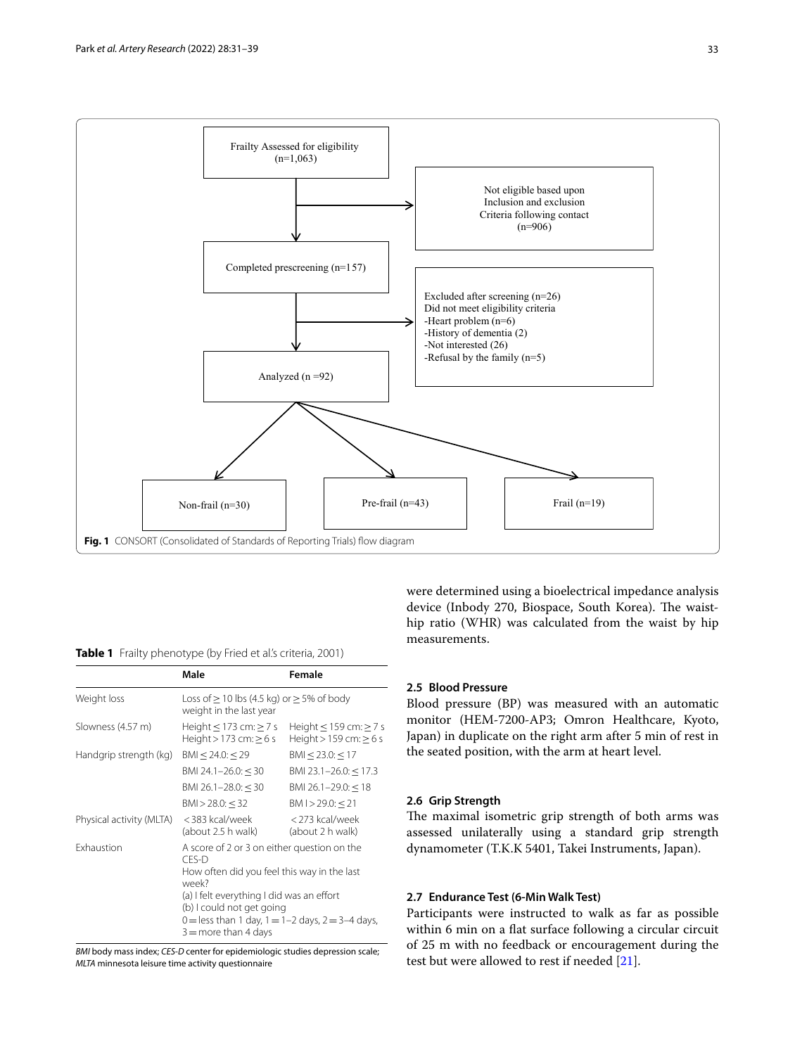Frailty Assessed for eligibility (n=1,063)

Not eligible based upon Inclusion and exclusion Criteria following contact (n=906)

Completed prescreening (n=157)

Excluded after screening (n=26)
Did not meet eligibility criteria
-Heart problem (n=6)
-History of dementia (2)
-Not interested (26)
-Refusal by the family (n=5)

Analyzed (n =92)

Non-frail (n=30) | Pre-frail (n=43) | Frail (n=19)

**Fig. 1** CONSORT (Consolidated of Standards of Reporting Trials) flow diagram

were determined using a bioelectrical impedance analysis device (Inbody 270, Biospace, South Korea). The waist-hip ratio (WHR) was calculated from the waist by hip measurements.

**Table 1** Frailty phenotype (by Fried et al.'s criteria, 2001)

| | Male | Female |
|---|---|---|
| Weight loss | Loss of ≥ 10 lbs (4.5 kg) or ≥ 5% of body weight in the last year | |
| Slowness (4.57 m) | Height ≤ 173 cm: ≥ 7 s<br>Height > 173 cm: ≥ 6 s | Height ≤ 159 cm: ≥ 7 s<br>Height > 159 cm: ≥ 6 s |
| Handgrip strength (kg) | BMI ≤ 24.0: ≤ 29 | BMI ≤ 23.0: ≤ 17 |
| | BMI 24.1–26.0: ≤ 30 | BMI 23.1–26.0: ≤ 17.3 |
| | BMI 26.1–28.0: ≤ 30 | BMI 26.1–29.0: ≤ 18 |
| | BMI > 28.0: ≤ 32 | BM I > 29.0: ≤ 21 |
| Physical activity (MLTA) | < 383 kcal/week (about 2.5 h walk) | < 273 kcal/week (about 2 h walk) |
| Exhaustion | A score of 2 or 3 on either question on the CES-D<br>How often did you feel this way in the last week?<br>(a) I felt everything I did was an effort<br>(b) I could not get going<br>0 = less than 1 day, 1 = 1–2 days, 2 = 3–4 days, 3 = more than 4 days | |

*BMI* body mass index; *CES-D* center for epidemiologic studies depression scale; *MLTA* minnesota leisure time activity questionnaire

### 2.5 Blood Pressure

Blood pressure (BP) was measured with an automatic monitor (HEM-7200-AP3; Omron Healthcare, Kyoto, Japan) in duplicate on the right arm after 5 min of rest in the seated position, with the arm at heart level.

### 2.6 Grip Strength

The maximal isometric grip strength of both arms was assessed unilaterally using a standard grip strength dynamometer (T.K.K 5401, Takei Instruments, Japan).

### 2.7 Endurance Test (6-Min Walk Test)

Participants were instructed to walk as far as possible within 6 min on a flat surface following a circular circuit of 25 m with no feedback or encouragement during the test but were allowed to rest if needed [21].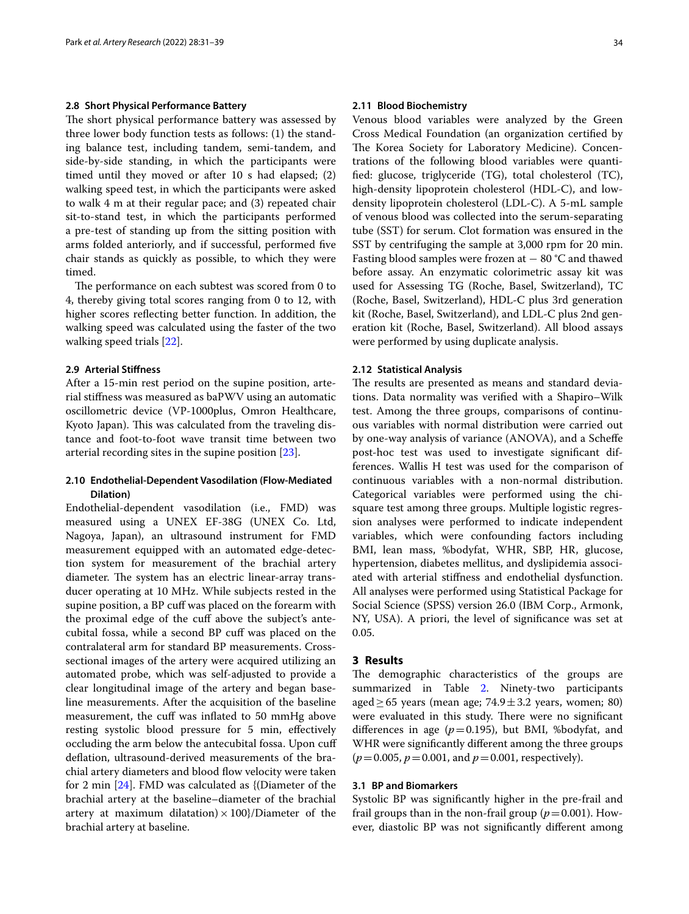### 2.8 Short Physical Performance Battery

The short physical performance battery was assessed by three lower body function tests as follows: (1) the standing balance test, including tandem, semi-tandem, and side-by-side standing, in which the participants were timed until they moved or after 10 s had elapsed; (2) walking speed test, in which the participants were asked to walk 4 m at their regular pace; and (3) repeated chair sit-to-stand test, in which the participants performed a pre-test of standing up from the sitting position with arms folded anteriorly, and if successful, performed five chair stands as quickly as possible, to which they were timed.

The performance on each subtest was scored from 0 to 4, thereby giving total scores ranging from 0 to 12, with higher scores reflecting better function. In addition, the walking speed was calculated using the faster of the two walking speed trials [22].

### 2.9 Arterial Stiffness

After a 15-min rest period on the supine position, arterial stiffness was measured as baPWV using an automatic oscillometric device (VP-1000plus, Omron Healthcare, Kyoto Japan). This was calculated from the traveling distance and foot-to-foot wave transit time between two arterial recording sites in the supine position [23].

### 2.10 Endothelial-Dependent Vasodilation (Flow-Mediated Dilation)

Endothelial-dependent vasodilation (i.e., FMD) was measured using a UNEX EF-38G (UNEX Co. Ltd, Nagoya, Japan), an ultrasound instrument for FMD measurement equipped with an automated edge-detection system for measurement of the brachial artery diameter. The system has an electric linear-array transducer operating at 10 MHz. While subjects rested in the supine position, a BP cuff was placed on the forearm with the proximal edge of the cuff above the subject's antecubital fossa, while a second BP cuff was placed on the contralateral arm for standard BP measurements. Cross-sectional images of the artery were acquired utilizing an automated probe, which was self-adjusted to provide a clear longitudinal image of the artery and began baseline measurements. After the acquisition of the baseline measurement, the cuff was inflated to 50 mmHg above resting systolic blood pressure for 5 min, effectively occluding the arm below the antecubital fossa. Upon cuff deflation, ultrasound-derived measurements of the brachial artery diameters and blood flow velocity were taken for 2 min [24]. FMD was calculated as {(Diameter of the brachial artery at the baseline–diameter of the brachial artery at maximum dilatation) × 100}/Diameter of the brachial artery at baseline.

### 2.11 Blood Biochemistry

Venous blood variables were analyzed by the Green Cross Medical Foundation (an organization certified by The Korea Society for Laboratory Medicine). Concentrations of the following blood variables were quantified: glucose, triglyceride (TG), total cholesterol (TC), high-density lipoprotein cholesterol (HDL-C), and low-density lipoprotein cholesterol (LDL-C). A 5-mL sample of venous blood was collected into the serum-separating tube (SST) for serum. Clot formation was ensured in the SST by centrifuging the sample at 3,000 rpm for 20 min. Fasting blood samples were frozen at − 80 °C and thawed before assay. An enzymatic colorimetric assay kit was used for Assessing TG (Roche, Basel, Switzerland), TC (Roche, Basel, Switzerland), HDL-C plus 3rd generation kit (Roche, Basel, Switzerland), and LDL-C plus 2nd generation kit (Roche, Basel, Switzerland). All blood assays were performed by using duplicate analysis.

### 2.12 Statistical Analysis

The results are presented as means and standard deviations. Data normality was verified with a Shapiro–Wilk test. Among the three groups, comparisons of continuous variables with normal distribution were carried out by one-way analysis of variance (ANOVA), and a Scheffe post-hoc test was used to investigate significant differences. Wallis H test was used for the comparison of continuous variables with a non-normal distribution. Categorical variables were performed using the chi-square test among three groups. Multiple logistic regression analyses were performed to indicate independent variables, which were confounding factors including BMI, lean mass, %bodyfat, WHR, SBP, HR, glucose, hypertension, diabetes mellitus, and dyslipidemia associated with arterial stiffness and endothelial dysfunction. All analyses were performed using Statistical Package for Social Science (SPSS) version 26.0 (IBM Corp., Armonk, NY, USA). A priori, the level of significance was set at 0.05.

## 3 Results

The demographic characteristics of the groups are summarized in Table 2. Ninety-two participants aged ≥ 65 years (mean age; 74.9 ± 3.2 years, women; 80) were evaluated in this study. There were no significant differences in age ($p = 0.195$), but BMI, %bodyfat, and WHR were significantly different among the three groups ($p = 0.005$, $p = 0.001$, and $p = 0.001$, respectively).

### 3.1 BP and Biomarkers

Systolic BP was significantly higher in the pre-frail and frail groups than in the non-frail group ($p = 0.001$). However, diastolic BP was not significantly different among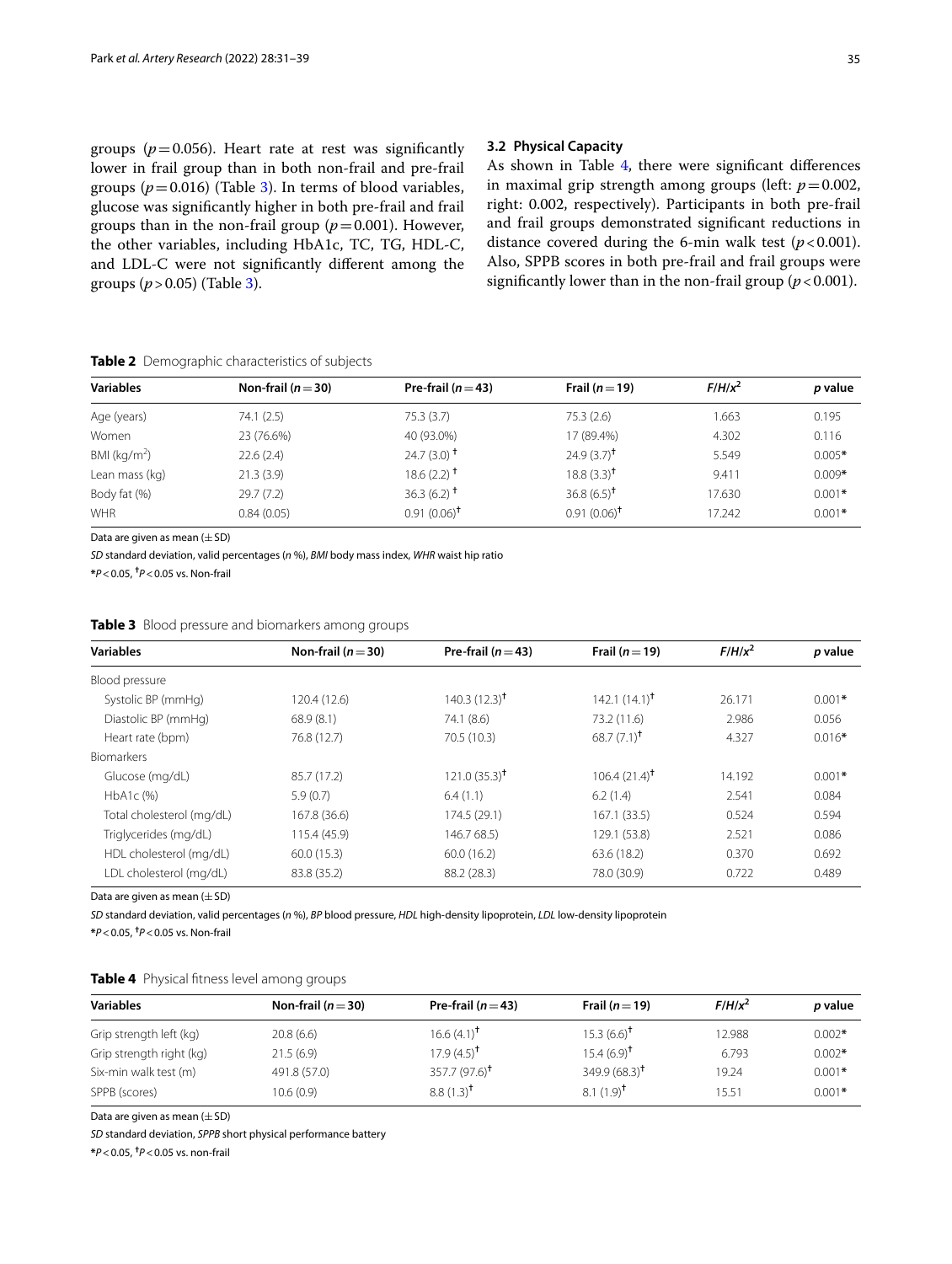groups ($p = 0.056$). Heart rate at rest was significantly lower in frail group than in both non-frail and pre-frail groups ($p = 0.016$) (Table 3). In terms of blood variables, glucose was significantly higher in both pre-frail and frail groups than in the non-frail group ($p = 0.001$). However, the other variables, including HbA1c, TC, TG, HDL-C, and LDL-C were not significantly different among the groups ($p > 0.05$) (Table 3).

### 3.2 Physical Capacity

As shown in Table 4, there were significant differences in maximal grip strength among groups (left: $p = 0.002$, right: 0.002, respectively). Participants in both pre-frail and frail groups demonstrated significant reductions in distance covered during the 6-min walk test ($p < 0.001$). Also, SPPB scores in both pre-frail and frail groups were significantly lower than in the non-frail group ($p < 0.001$).

**Table 2** Demographic characteristics of subjects

| Variables | Non-frail ($n = 30$) | Pre-frail ($n = 43$) | Frail ($n = 19$) | $F/H/x^2$ | *p* value |
|---|---|---|---|---|---|
| Age (years) | 74.1 (2.5) | 75.3 (3.7) | 75.3 (2.6) | 1.663 | 0.195 |
| Women | 23 (76.6%) | 40 (93.0%) | 17 (89.4%) | 4.302 | 0.116 |
| BMI (kg/m$^2$) | 22.6 (2.4) | 24.7 (3.0) † | 24.9 (3.7)† | 5.549 | 0.005* |
| Lean mass (kg) | 21.3 (3.9) | 18.6 (2.2) † | 18.8 (3.3)† | 9.411 | 0.009* |
| Body fat (%) | 29.7 (7.2) | 36.3 (6.2) † | 36.8 (6.5)† | 17.630 | 0.001* |
| WHR | 0.84 (0.05) | 0.91 (0.06)† | 0.91 (0.06)† | 17.242 | 0.001* |

Data are given as mean (±SD)

*SD* standard deviation, valid percentages (*n* %), *BMI* body mass index, *WHR* waist hip ratio

*$P < 0.05$, †$P < 0.05$ vs. Non-frail

**Table 3** Blood pressure and biomarkers among groups

| Variables | Non-frail ($n = 30$) | Pre-frail ($n = 43$) | Frail ($n = 19$) | $F/H/x^2$ | *p* value |
|---|---|---|---|---|---|
| Blood pressure | | | | | |
| Systolic BP (mmHg) | 120.4 (12.6) | 140.3 (12.3)† | 142.1 (14.1)† | 26.171 | 0.001* |
| Diastolic BP (mmHg) | 68.9 (8.1) | 74.1 (8.6) | 73.2 (11.6) | 2.986 | 0.056 |
| Heart rate (bpm) | 76.8 (12.7) | 70.5 (10.3) | 68.7 (7.1)† | 4.327 | 0.016* |
| Biomarkers | | | | | |
| Glucose (mg/dL) | 85.7 (17.2) | 121.0 (35.3)† | 106.4 (21.4)† | 14.192 | 0.001* |
| HbA1c (%) | 5.9 (0.7) | 6.4 (1.1) | 6.2 (1.4) | 2.541 | 0.084 |
| Total cholesterol (mg/dL) | 167.8 (36.6) | 174.5 (29.1) | 167.1 (33.5) | 0.524 | 0.594 |
| Triglycerides (mg/dL) | 115.4 (45.9) | 146.7 68.5) | 129.1 (53.8) | 2.521 | 0.086 |
| HDL cholesterol (mg/dL) | 60.0 (15.3) | 60.0 (16.2) | 63.6 (18.2) | 0.370 | 0.692 |
| LDL cholesterol (mg/dL) | 83.8 (35.2) | 88.2 (28.3) | 78.0 (30.9) | 0.722 | 0.489 |

Data are given as mean (±SD)

*SD* standard deviation, valid percentages (*n* %), *BP* blood pressure, *HDL* high-density lipoprotein, *LDL* low-density lipoprotein

*$P < 0.05$, †$P < 0.05$ vs. Non-frail

**Table 4** Physical fitness level among groups

| Variables | Non-frail ($n = 30$) | Pre-frail ($n = 43$) | Frail ($n = 19$) | $F/H/x^2$ | *p* value |
|---|---|---|---|---|---|
| Grip strength left (kg) | 20.8 (6.6) | 16.6 (4.1)† | 15.3 (6.6)† | 12.988 | 0.002* |
| Grip strength right (kg) | 21.5 (6.9) | 17.9 (4.5)† | 15.4 (6.9)† | 6.793 | 0.002* |
| Six-min walk test (m) | 491.8 (57.0) | 357.7 (97.6)† | 349.9 (68.3)† | 19.24 | 0.001* |
| SPPB (scores) | 10.6 (0.9) | 8.8 (1.3)† | 8.1 (1.9)† | 15.51 | 0.001* |

Data are given as mean (±SD)

*SD* standard deviation, *SPPB* short physical performance battery

*$P < 0.05$, †$P < 0.05$ vs. non-frail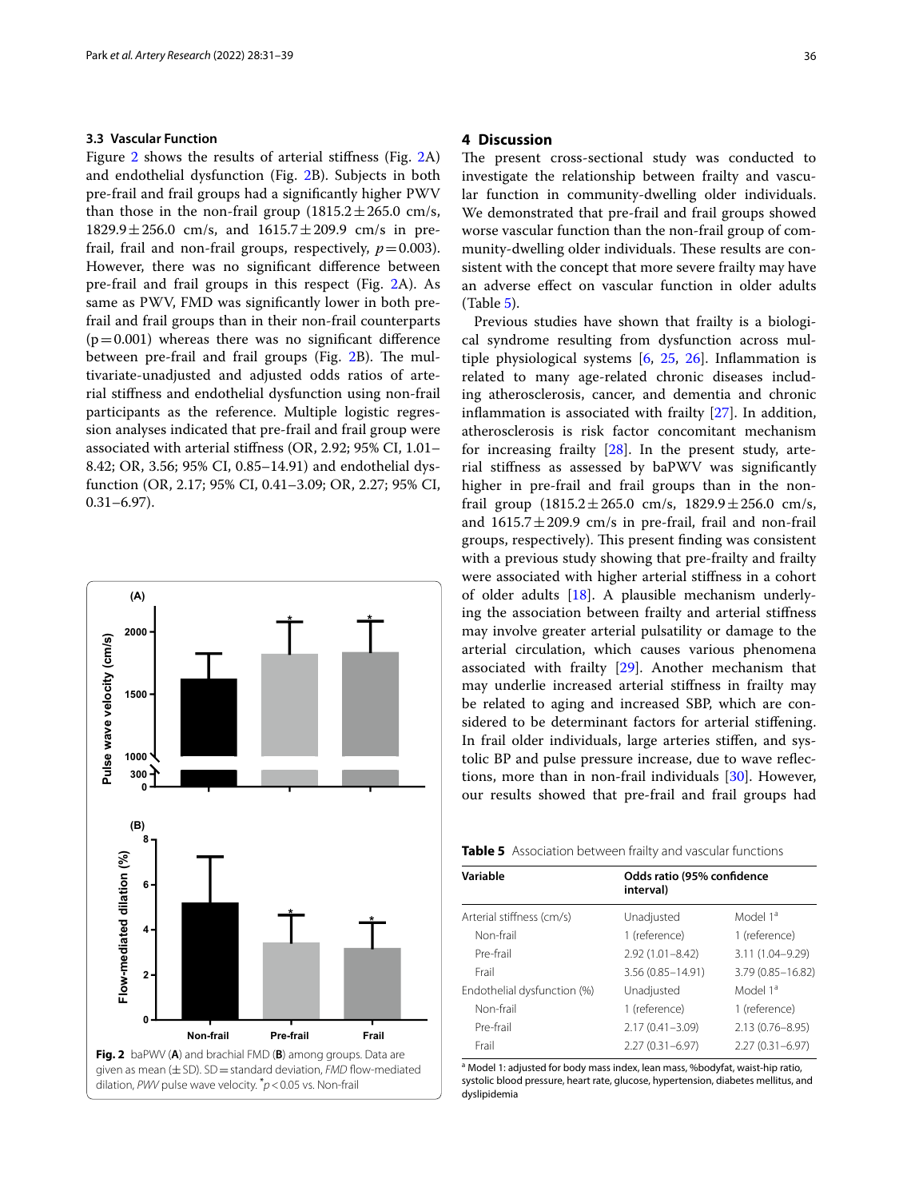### 3.3 Vascular Function

Figure 2 shows the results of arterial stiffness (Fig. 2A) and endothelial dysfunction (Fig. 2B). Subjects in both pre-frail and frail groups had a significantly higher PWV than those in the non-frail group (1815.2 ± 265.0 cm/s, 1829.9 ± 256.0 cm/s, and 1615.7 ± 209.9 cm/s in pre-frail, frail and non-frail groups, respectively, $p = 0.003$). However, there was no significant difference between pre-frail and frail groups in this respect (Fig. 2A). As same as PWV, FMD was significantly lower in both pre-frail and frail groups than in their non-frail counterparts ($p = 0.001$) whereas there was no significant difference between pre-frail and frail groups (Fig. 2B). The multivariate-unadjusted and adjusted odds ratios of arterial stiffness and endothelial dysfunction using non-frail participants as the reference. Multiple logistic regression analyses indicated that pre-frail and frail group were associated with arterial stiffness (OR, 2.92; 95% CI, 1.01–8.42; OR, 3.56; 95% CI, 0.85–14.91) and endothelial dysfunction (OR, 2.17; 95% CI, 0.41–3.09; OR, 2.27; 95% CI, 0.31–6.97).

**Fig. 2** baPWV (**A**) and brachial FMD (**B**) among groups. Data are given as mean (± SD). SD = standard deviation, *FMD* flow-mediated dilation, *PWV* pulse wave velocity. *$p < 0.05$ vs. Non-frail

## 4 Discussion

The present cross-sectional study was conducted to investigate the relationship between frailty and vascular function in community-dwelling older individuals. We demonstrated that pre-frail and frail groups showed worse vascular function than the non-frail group of community-dwelling older individuals. These results are consistent with the concept that more severe frailty may have an adverse effect on vascular function in older adults (Table 5).

Previous studies have shown that frailty is a biological syndrome resulting from dysfunction across multiple physiological systems [6, 25, 26]. Inflammation is related to many age-related chronic diseases including atherosclerosis, cancer, and dementia and chronic inflammation is associated with frailty [27]. In addition, atherosclerosis is risk factor concomitant mechanism for increasing frailty [28]. In the present study, arterial stiffness as assessed by baPWV was significantly higher in pre-frail and frail groups than in the non-frail group (1815.2 ± 265.0 cm/s, 1829.9 ± 256.0 cm/s, and 1615.7 ± 209.9 cm/s in pre-frail, frail and non-frail groups, respectively). This present finding was consistent with a previous study showing that pre-frailty and frailty were associated with higher arterial stiffness in a cohort of older adults [18]. A plausible mechanism underlying the association between frailty and arterial stiffness may involve greater arterial pulsatility or damage to the arterial circulation, which causes various phenomena associated with frailty [29]. Another mechanism that may underlie increased arterial stiffness in frailty may be related to aging and increased SBP, which are considered to be determinant factors for arterial stiffening. In frail older individuals, large arteries stiffen, and systolic BP and pulse pressure increase, due to wave reflections, more than in non-frail individuals [30]. However, our results showed that pre-frail and frail groups had

**Table 5** Association between frailty and vascular functions

| Variable | Odds ratio (95% confidence interval) | |
|---|---|---|
| Arterial stiffness (cm/s) | Unadjusted | Model 1[a] |
| Non-frail | 1 (reference) | 1 (reference) |
| Pre-frail | 2.92 (1.01–8.42) | 3.11 (1.04–9.29) |
| Frail | 3.56 (0.85–14.91) | 3.79 (0.85–16.82) |
| Endothelial dysfunction (%) | Unadjusted | Model 1[a] |
| Non-frail | 1 (reference) | 1 (reference) |
| Pre-frail | 2.17 (0.41–3.09) | 2.13 (0.76–8.95) |
| Frail | 2.27 (0.31–6.97) | 2.27 (0.31–6.97) |

[a] Model 1: adjusted for body mass index, lean mass, %bodyfat, waist-hip ratio, systolic blood pressure, heart rate, glucose, hypertension, diabetes mellitus, and dyslipidemia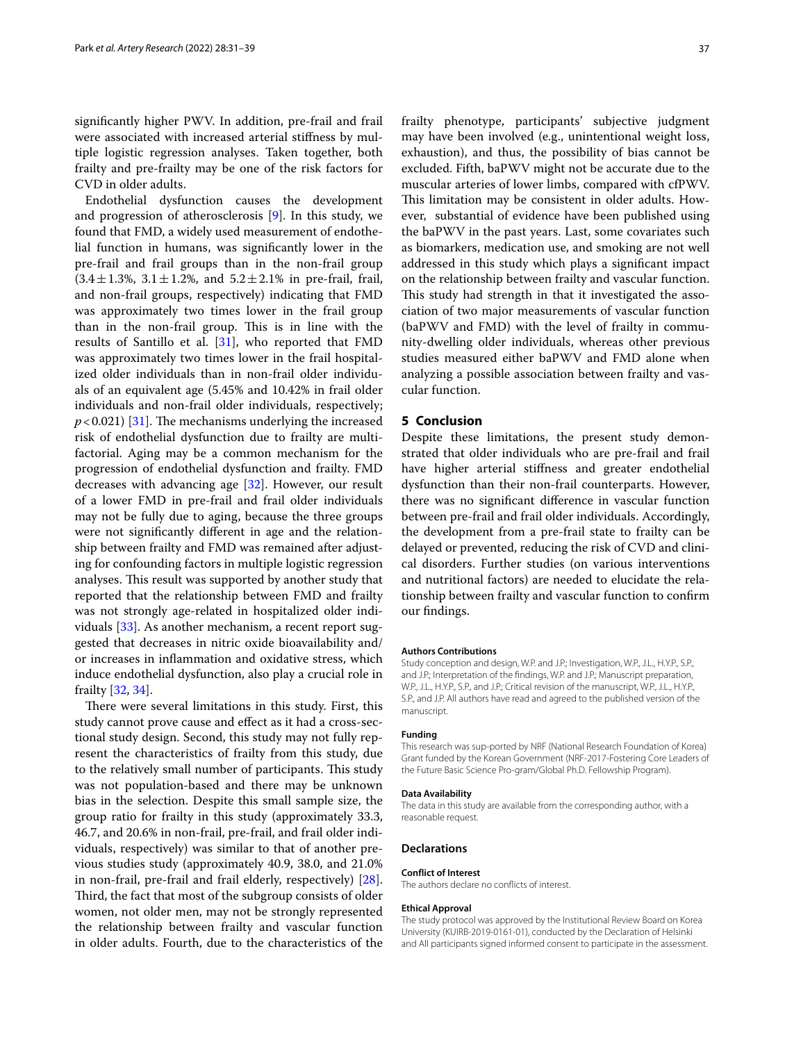significantly higher PWV. In addition, pre-frail and frail were associated with increased arterial stiffness by multiple logistic regression analyses. Taken together, both frailty and pre-frailty may be one of the risk factors for CVD in older adults.

Endothelial dysfunction causes the development and progression of atherosclerosis [9]. In this study, we found that FMD, a widely used measurement of endothelial function in humans, was significantly lower in the pre-frail and frail groups than in the non-frail group (3.4 ± 1.3%, 3.1 ± 1.2%, and 5.2 ± 2.1% in pre-frail, frail, and non-frail groups, respectively) indicating that FMD was approximately two times lower in the frail group than in the non-frail group. This is in line with the results of Santillo et al. [31], who reported that FMD was approximately two times lower in the frail hospitalized older individuals than in non-frail older individuals of an equivalent age (5.45% and 10.42% in frail older individuals and non-frail older individuals, respectively; $p < 0.021$) [31]. The mechanisms underlying the increased risk of endothelial dysfunction due to frailty are multifactorial. Aging may be a common mechanism for the progression of endothelial dysfunction and frailty. FMD decreases with advancing age [32]. However, our result of a lower FMD in pre-frail and frail older individuals may not be fully due to aging, because the three groups were not significantly different in age and the relationship between frailty and FMD was remained after adjusting for confounding factors in multiple logistic regression analyses. This result was supported by another study that reported that the relationship between FMD and frailty was not strongly age-related in hospitalized older individuals [33]. As another mechanism, a recent report suggested that decreases in nitric oxide bioavailability and/or increases in inflammation and oxidative stress, which induce endothelial dysfunction, also play a crucial role in frailty [32, 34].

There were several limitations in this study. First, this study cannot prove cause and effect as it had a cross-sectional study design. Second, this study may not fully represent the characteristics of frailty from this study, due to the relatively small number of participants. This study was not population-based and there may be unknown bias in the selection. Despite this small sample size, the group ratio for frailty in this study (approximately 33.3, 46.7, and 20.6% in non-frail, pre-frail, and frail older individuals, respectively) was similar to that of another previous studies study (approximately 40.9, 38.0, and 21.0% in non-frail, pre-frail and frail elderly, respectively) [28]. Third, the fact that most of the subgroup consists of older women, not older men, may not be strongly represented the relationship between frailty and vascular function in older adults. Fourth, due to the characteristics of the frailty phenotype, participants' subjective judgment may have been involved (e.g., unintentional weight loss, exhaustion), and thus, the possibility of bias cannot be excluded. Fifth, baPWV might not be accurate due to the muscular arteries of lower limbs, compared with cfPWV. This limitation may be consistent in older adults. However, substantial of evidence have been published using the baPWV in the past years. Last, some covariates such as biomarkers, medication use, and smoking are not well addressed in this study which plays a significant impact on the relationship between frailty and vascular function. This study had strength in that it investigated the association of two major measurements of vascular function (baPWV and FMD) with the level of frailty in community-dwelling older individuals, whereas other previous studies measured either baPWV and FMD alone when analyzing a possible association between frailty and vascular function.

## 5 Conclusion

Despite these limitations, the present study demonstrated that older individuals who are pre-frail and frail have higher arterial stiffness and greater endothelial dysfunction than their non-frail counterparts. However, there was no significant difference in vascular function between pre-frail and frail older individuals. Accordingly, the development from a pre-frail state to frailty can be delayed or prevented, reducing the risk of CVD and clinical disorders. Further studies (on various interventions and nutritional factors) are needed to elucidate the relationship between frailty and vascular function to confirm our findings.

#### Authors Contributions

Study conception and design, W.P. and J.P.; Investigation, W.P., J.L., H.Y.P., S.P., and J.P.; Interpretation of the findings, W.P. and J.P.; Manuscript preparation, W.P., J.L., H.Y.P., S.P., and J.P.; Critical revision of the manuscript, W.P., J.L., H.Y.P., S.P., and J.P. All authors have read and agreed to the published version of the manuscript.

#### Funding

This research was sup-ported by NRF (National Research Foundation of Korea) Grant funded by the Korean Government (NRF-2017-Fostering Core Leaders of the Future Basic Science Pro-gram/Global Ph.D. Fellowship Program).

#### Data Availability

The data in this study are available from the corresponding author, with a reasonable request.

### Declarations

#### Conflict of Interest

The authors declare no conflicts of interest.

#### Ethical Approval

The study protocol was approved by the Institutional Review Board on Korea University (KUIRB-2019-0161-01), conducted by the Declaration of Helsinki and All participants signed informed consent to participate in the assessment.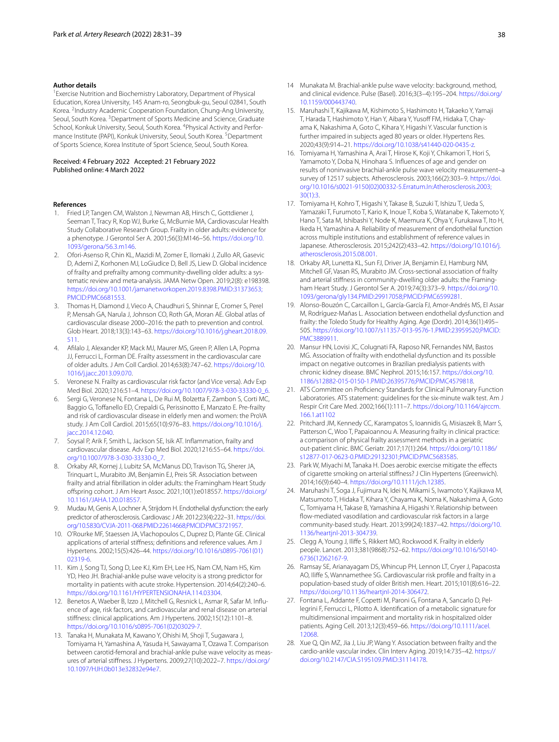#### Author details

[1]Exercise Nutrition and Biochemistry Laboratory, Department of Physical Education, Korea University, 145 Anam-ro, Seongbuk-gu, Seoul 02841, South Korea. [2]Industry Academic Cooperation Foundation, Chung-Ang University, Seoul, South Korea. [3]Department of Sports Medicine and Science, Graduate School, Konkuk University, Seoul, South Korea. [4]Physical Activity and Performance Institute (PAPI), Konkuk University, Seoul, South Korea. [5]Department of Sports Science, Korea Institute of Sport Science, Seoul, South Korea.

Received: 4 February 2022 Accepted: 21 February 2022
Published online: 4 March 2022

#### References

1. Fried LP, Tangen CM, Walston J, Newman AB, Hirsch C, Gottdiener J, Seeman T, Tracy R, Kop WJ, Burke G, McBurnie MA, Cardiovascular Health Study Collaborative Research Group. Frailty in older adults: evidence for a phenotype. J Gerontol Ser A. 2001;56(3):M146–56. https://doi.org/10.1093/gerona/56.3.m146.
2. Ofori-Asenso R, Chin KL, Mazidi M, Zomer E, Ilomaki J, Zullo AR, Gasevic D, Ademi Z, Korhonen MJ, LoGiudice D, Bell JS, Liew D. Global incidence of frailty and prefrailty among community-dwelling older adults: a systematic review and meta-analysis. JAMA Netw Open. 2019;2(8): e198398. https://doi.org/10.1001/jamanetworkopen.2019.8398.PMID:31373653; PMCID:PMC6681553.
3. Thomas H, Diamond J, Vieco A, Chaudhuri S, Shinnar E, Cromer S, Perel P, Mensah GA, Narula J, Johnson CO, Roth GA, Moran AE. Global atlas of cardiovascular disease 2000–2016: the path to prevention and control. Glob Heart. 2018;13(3):143–63. https://doi.org/10.1016/j.gheart.2018.09.511.
4. Afilalo J, Alexander KP, Mack MJ, Maurer MS, Green P, Allen LA, Popma JJ, Ferrucci L, Forman DE. Frailty assessment in the cardiovascular care of older adults. J Am Coll Cardiol. 2014;63(8):747–62. https://doi.org/10.1016/j.jacc.2013.09.070.
5. Veronese N. Frailty as cardiovascular risk factor (and Vice versa). Adv Exp Med Biol. 2020;1216:51–4. https://doi.org/10.1007/978-3-030-33330-0_6.
6. Sergi G, Veronese N, Fontana L, De Rui M, Bolzetta F, Zambon S, Corti MC, Baggio G, Toffanello ED, Crepaldi G, Perissinotto E, Manzato E. Pre-frailty and risk of cardiovascular disease in elderly men and women: the ProVA study. J Am Coll Cardiol. 2015;65(10):976–83. https://doi.org/10.1016/j.jacc.2014.12.040.
7. Soysal P, Arik F, Smith L, Jackson SE, Isik AT. Inflammation, frailty and cardiovascular disease. Adv Exp Med Biol. 2020;1216:55–64. https://doi.org/10.1007/978-3-030-33330-0_7.
8. Orkaby AR, Kornej J, Lubitz SA, McManus DD, Travison TG, Sherer JA, Trinquart L, Murabito JM, Benjamin EJ, Preis SR. Association between frailty and atrial fibrillation in older adults: the Framingham Heart Study offspring cohort. J Am Heart Assoc. 2021;10(1):e018557. https://doi.org/10.1161/JAHA.120.018557.
9. Mudau M, Genis A, Lochner A, Strijdom H. Endothelial dysfunction: the early predictor of atherosclerosis. Cardiovasc J Afr. 2012;23(4):222–31. https://doi.org/10.5830/CVJA-2011-068.PMID:22614668;PMCID:PMC3721957.
10. O'Rourke MF, Staessen JA, Vlachopoulos C, Duprez D, Plante GE. Clinical applications of arterial stiffness; definitions and reference values. Am J Hypertens. 2002;15(5):426–44. https://doi.org/10.1016/s0895-7061(01)02319-6.
11. Kim J, Song TJ, Song D, Lee KJ, Kim EH, Lee HS, Nam CM, Nam HS, Kim YD, Heo JH. Brachial-ankle pulse wave velocity is a strong predictor for mortality in patients with acute stroke. Hypertension. 2014;64(2):240–6. https://doi.org/10.1161/HYPERTENSIONAHA.114.03304.
12. Benetos A, Waeber B, Izzo J, Mitchell G, Resnick L, Asmar R, Safar M. Influence of age, risk factors, and cardiovascular and renal disease on arterial stiffness: clinical applications. Am J Hypertens. 2002;15(12):1101–8. https://doi.org/10.1016/s0895-7061(02)03029-7.
13. Tanaka H, Munakata M, Kawano Y, Ohishi M, Shoji T, Sugawara J, Tomiyama H, Yamashina A, Yasuda H, Sawayama T, Ozawa T. Comparison between carotid-femoral and brachial-ankle pulse wave velocity as measures of arterial stiffness. J Hypertens. 2009;27(10):2022–7. https://doi.org/10.1097/HJH.0b013e32832e94e7.
14. Munakata M. Brachial-ankle pulse wave velocity: background, method, and clinical evidence. Pulse (Basel). 2016;3(3–4):195–204. https://doi.org/10.1159/000443740.
15. Maruhashi T, Kajikawa M, Kishimoto S, Hashimoto H, Takaeko Y, Yamaji T, Harada T, Hashimoto Y, Han Y, Aibara Y, Yusoff FM, Hidaka T, Chayama K, Nakashima A, Goto C, Kihara Y, Higashi Y. Vascular function is further impaired in subjects aged 80 years or older. Hypertens Res. 2020;43(9):914–21. https://doi.org/10.1038/s41440-020-0435-z.
16. Tomiyama H, Yamashina A, Arai T, Hirose K, Koji Y, Chikamori T, Hori S, Yamamoto Y, Doba N, Hinohara S. Influences of age and gender on results of noninvasive brachial-ankle pulse wave velocity measurement–a survey of 12517 subjects. Atherosclerosis. 2003;166(2):303–9. https://doi.org/10.1016/s0021-9150(02)00332-5.Erratum.In:Atherosclerosis.2003;30(1):3.
17. Tomiyama H, Kohro T, Higashi Y, Takase B, Suzuki T, Ishizu T, Ueda S, Yamazaki T, Furumoto T, Kario K, Inoue T, Koba S, Watanabe K, Takemoto Y, Hano T, Sata M, Ishibashi Y, Node K, Maemura K, Ohya Y, Furukawa T, Ito H, Ikeda H, Yamashina A. Reliability of measurement of endothelial function across multiple institutions and establishment of reference values in Japanese. Atherosclerosis. 2015;242(2):433–42. https://doi.org/10.1016/j.atherosclerosis.2015.08.001.
18. Orkaby AR, Lunetta KL, Sun FJ, Driver JA, Benjamin EJ, Hamburg NM, Mitchell GF, Vasan RS, Murabito JM. Cross-sectional association of frailty and arterial stiffness in community-dwelling older adults: the Framingham Heart Study. J Gerontol Ser A. 2019;74(3):373–9. https://doi.org/10.1093/gerona/gly134.PMID:29917058;PMCID:PMC6599281.
19. Alonso-Bouzón C, Carcaillon L, García-García FJ, Amor-Andrés MS, El Assar M, Rodríguez-Mañas L. Association between endothelial dysfunction and frailty: the Toledo Study for Healthy Aging. Age (Dordr). 2014;36(1):495–505. https://doi.org/10.1007/s11357-013-9576-1.PMID:23959520;PMCID:PMC3889911.
20. Mansur HN, Lovisi JC, Colugnati FA, Raposo NR, Fernandes NM, Bastos MG. Association of frailty with endothelial dysfunction and its possible impact on negative outcomes in Brazilian predialysis patients with chronic kidney disease. BMC Nephrol. 2015;16:157. https://doi.org/10.1186/s12882-015-0150-1.PMID:26395776;PMCID:PMC4579818.
21. ATS Committee on Proficiency Standards for Clinical Pulmonary Function Laboratories. ATS statement: guidelines for the six-minute walk test. Am J Respir Crit Care Med. 2002;166(1):111–7. https://doi.org/10.1164/ajrccm.166.1.at1102
22. Pritchard JM, Kennedy CC, Karampatos S, Ioannidis G, Misiaszek B, Marr S, Patterson C, Woo T, Papaioannou A. Measuring frailty in clinical practice: a comparison of physical frailty assessment methods in a geriatric out-patient clinic. BMC Geriatr. 2017;17(1):264. https://doi.org/10.1186/s12877-017-0623-0.PMID:29132301;PMCID:PMC5683585.
23. Park W, Miyachi M, Tanaka H. Does aerobic exercise mitigate the effects of cigarette smoking on arterial stiffness? J Clin Hypertens (Greenwich). 2014;16(9):640–4. https://doi.org/10.1111/jch.12385.
24. Maruhashi T, Soga J, Fujimura N, Idei N, Mikami S, Iwamoto Y, Kajikawa M, Matsumoto T, Hidaka T, Kihara Y, Chayama K, Noma K, Nakashima A, Goto C, Tomiyama H, Takase B, Yamashina A, Higashi Y. Relationship between flow-mediated vasodilation and cardiovascular risk factors in a large community-based study. Heart. 2013;99(24):1837–42. https://doi.org/10.1136/heartjnl-2013-304739.
25. Clegg A, Young J, Iliffe S, Rikkert MO, Rockwood K. Frailty in elderly people. Lancet. 2013;381(9868):752–62. https://doi.org/10.1016/S0140-6736(12)62167-9.
26. Ramsay SE, Arianayagam DS, Whincup PH, Lennon LT, Cryer J, Papacosta AO, Iliffe S, Wannamethee SG. Cardiovascular risk profile and frailty in a population-based study of older British men. Heart. 2015;101(8):616–22. https://doi.org/10.1136/heartjnl-2014-306472.
27. Fontana L, Addante F, Copetti M, Paroni G, Fontana A, Sancarlo D, Pellegrini F, Ferrucci L, Pilotto A. Identification of a metabolic signature for multidimensional impairment and mortality risk in hospitalized older patients. Aging Cell. 2013;12(3):459–66. https://doi.org/10.1111/acel.12068.
28. Xue Q, Qin MZ, Jia J, Liu JP, Wang Y. Association between frailty and the cardio-ankle vascular index. Clin Interv Aging. 2019;14:735–42. https://doi.org/10.2147/CIA.S195109.PMID:31114178.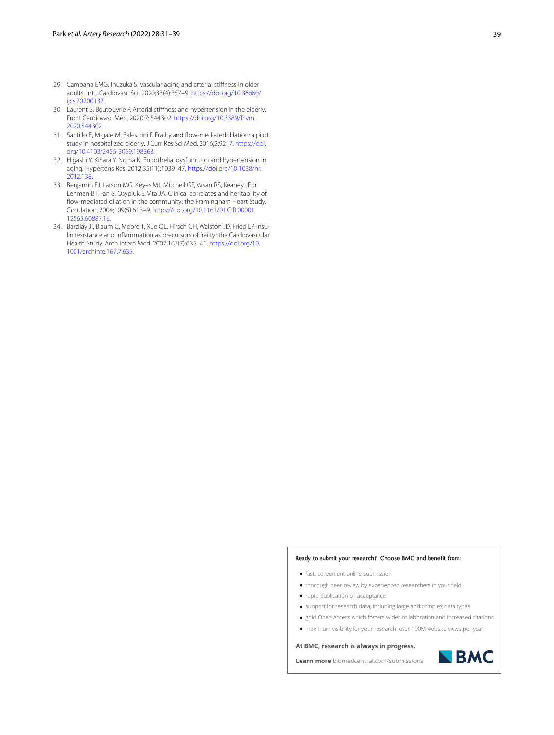29. Campana EMG, Inuzuka S. Vascular aging and arterial stiffness in older adults. Int J Cardiovasc Sci. 2020;33(4):357–9. https://doi.org/10.36660/ijcs.20200132.
30. Laurent S, Boutouyrie P. Arterial stiffness and hypertension in the elderly. Front Cardiovasc Med. 2020;7: 544302. https://doi.org/10.3389/fcvm.2020.544302.
31. Santillo E, Migale M, Balestrini F. Frailty and flow-mediated dilation: a pilot study in hospitalized elderly. J Curr Res Sci Med. 2016;2:92–7. https://doi.org/10.4103/2455-3069.198368.
32. Higashi Y, Kihara Y, Noma K. Endothelial dysfunction and hypertension in aging. Hypertens Res. 2012;35(11):1039–47. https://doi.org/10.1038/hr.2012.138.
33. Benjamin EJ, Larson MG, Keyes MJ, Mitchell GF, Vasan RS, Keaney JF Jr, Lehman BT, Fan S, Osypiuk E, Vita JA. Clinical correlates and heritability of flow-mediated dilation in the community: the Framingham Heart Study. Circulation. 2004;109(5):613–9. https://doi.org/10.1161/01.CIR.0000112565.60887.1E.
34. Barzilay JI, Blaum C, Moore T, Xue QL, Hirsch CH, Walston JD, Fried LP. Insulin resistance and inflammation as precursors of frailty: the Cardiovascular Health Study. Arch Intern Med. 2007;167(7):635–41. https://doi.org/10.1001/archinte.167.7.635.

Ready to submit your research? Choose BMC and benefit from:

- fast, convenient online submission
- thorough peer review by experienced researchers in your field
- rapid publication on acceptance
- support for research data, including large and complex data types
- gold Open Access which fosters wider collaboration and increased citations
- maximum visibility for your research: over 100M website views per year

**At BMC, research is always in progress.**

**Learn more** biomedcentral.com/submissions

BMC